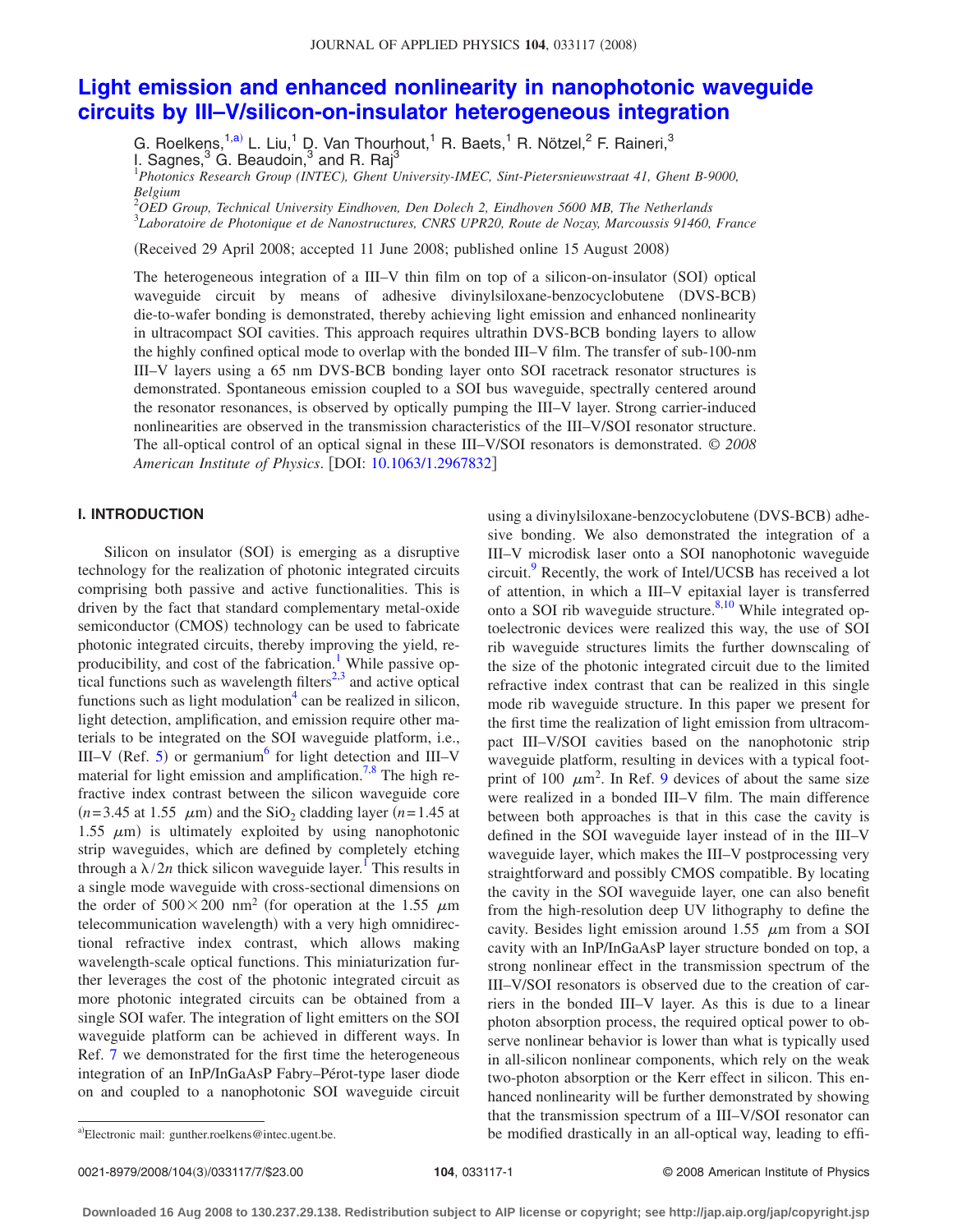# Light emission and enhanced nonlinearity in nanophotonic waveguide circuits by III–V/silicon-on-insulator heterogeneous integration

G. Roelkens,[1,a)] L. Liu,[1] D. Van Thourhout,[1] R. Baets,[1] R. Nötzel,[2] F. Raineri,[3] I. Sagnes,[3] G. Beaudoin,[3] and R. Raj[3]

[1]*Photonics Research Group (INTEC), Ghent University-IMEC, Sint-Pietersnieuwstraat 41, Ghent B-9000, Belgium*
[2]*OED Group, Technical University Eindhoven, Den Dolech 2, Eindhoven 5600 MB, The Netherlands*
[3]*Laboratoire de Photonique et de Nanostructures, CNRS UPR20, Route de Nozay, Marcoussis 91460, France*

(Received 29 April 2008; accepted 11 June 2008; published online 15 August 2008)

The heterogeneous integration of a III–V thin film on top of a silicon-on-insulator (SOI) optical waveguide circuit by means of adhesive divinylsiloxane-benzocyclobutene (DVS-BCB) die-to-wafer bonding is demonstrated, thereby achieving light emission and enhanced nonlinearity in ultracompact SOI cavities. This approach requires ultrathin DVS-BCB bonding layers to allow the highly confined optical mode to overlap with the bonded III–V film. The transfer of sub-100-nm III–V layers using a 65 nm DVS-BCB bonding layer onto SOI racetrack resonator structures is demonstrated. Spontaneous emission coupled to a SOI bus waveguide, spectrally centered around the resonator resonances, is observed by optically pumping the III–V layer. Strong carrier-induced nonlinearities are observed in the transmission characteristics of the III–V/SOI resonator structure. The all-optical control of an optical signal in these III–V/SOI resonators is demonstrated. © *2008 American Institute of Physics*. [DOI: 10.1063/1.2967832]

## I. INTRODUCTION

Silicon on insulator (SOI) is emerging as a disruptive technology for the realization of photonic integrated circuits comprising both passive and active functionalities. This is driven by the fact that standard complementary metal-oxide semiconductor (CMOS) technology can be used to fabricate photonic integrated circuits, thereby improving the yield, reproducibility, and cost of the fabrication.[1] While passive optical functions such as wavelength filters[2,3] and active optical functions such as light modulation[4] can be realized in silicon, light detection, amplification, and emission require other materials to be integrated on the SOI waveguide platform, i.e., III–V (Ref. 5) or germanium[6] for light detection and III–V material for light emission and amplification.[7,8] The high refractive index contrast between the silicon waveguide core ($n=3.45$ at 1.55 $\mu$m) and the $SiO_2$ cladding layer ($n=1.45$ at 1.55 $\mu$m) is ultimately exploited by using nanophotonic strip waveguides, which are defined by completely etching through a $\lambda/2n$ thick silicon waveguide layer.[1] This results in a single mode waveguide with cross-sectional dimensions on the order of $500\times200$ nm$^2$ (for operation at the 1.55 $\mu$m telecommunication wavelength) with a very high omnidirectional refractive index contrast, which allows making wavelength-scale optical functions. This miniaturization further leverages the cost of the photonic integrated circuit as more photonic integrated circuits can be obtained from a single SOI wafer. The integration of light emitters on the SOI waveguide platform can be achieved in different ways. In Ref. 7 we demonstrated for the first time the heterogeneous integration of an InP/InGaAsP Fabry–Pérot-type laser diode on and coupled to a nanophotonic SOI waveguide circuit using a divinylsiloxane-benzocyclobutene (DVS-BCB) adhesive bonding. We also demonstrated the integration of a III–V microdisk laser onto a SOI nanophotonic waveguide circuit.[9] Recently, the work of Intel/UCSB has received a lot of attention, in which a III–V epitaxial layer is transferred onto a SOI rib waveguide structure.[8,10] While integrated optoelectronic devices were realized this way, the use of SOI rib waveguide structures limits the further downscaling of the size of the photonic integrated circuit due to the limited refractive index contrast that can be realized in this single mode rib waveguide structure. In this paper we present for the first time the realization of light emission from ultracompact III–V/SOI cavities based on the nanophotonic strip waveguide platform, resulting in devices with a typical footprint of 100 $\mu$m$^2$. In Ref. 9 devices of about the same size were realized in a bonded III–V film. The main difference between both approaches is that in this case the cavity is defined in the SOI waveguide layer instead of in the III–V waveguide layer, which makes the III–V postprocessing very straightforward and possibly CMOS compatible. By locating the cavity in the SOI waveguide layer, one can also benefit from the high-resolution deep UV lithography to define the cavity. Besides light emission around 1.55 $\mu$m from a SOI cavity with an InP/InGaAsP layer structure bonded on top, a strong nonlinear effect in the transmission spectrum of the III–V/SOI resonators is observed due to the creation of carriers in the bonded III–V layer. As this is due to a linear photon absorption process, the required optical power to observe nonlinear behavior is lower than what is typically used in all-silicon nonlinear components, which rely on the weak two-photon absorption or the Kerr effect in silicon. This enhanced nonlinearity will be further demonstrated by showing that the transmission spectrum of a III–V/SOI resonator can be modified drastically in an all-optical way, leading to effi-

[a)]Electronic mail: gunther.roelkens@intec.ugent.be.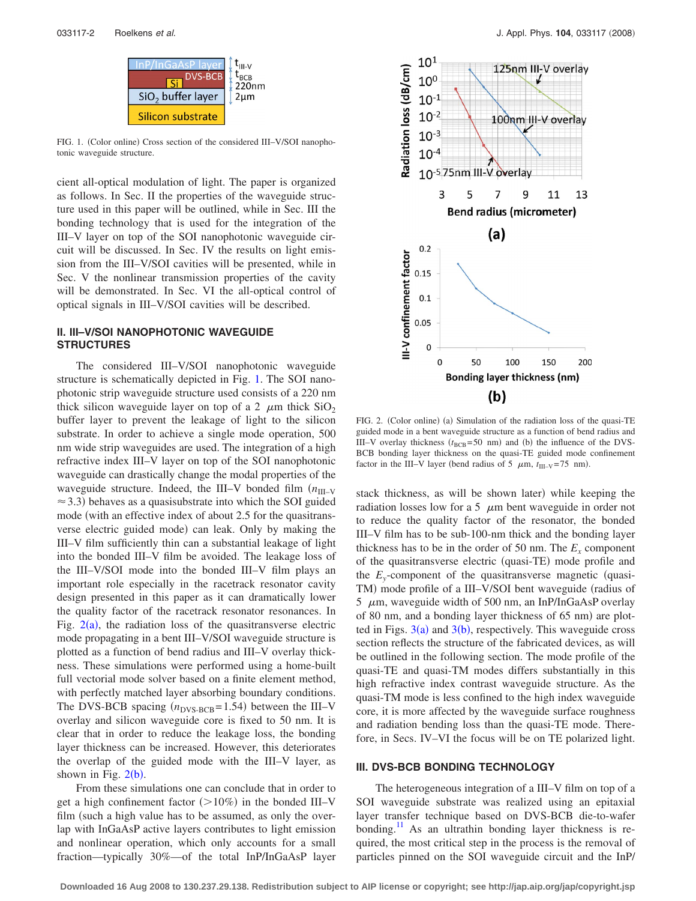FIG. 1. (Color online) Cross section of the considered III–V/SOI nanophotonic waveguide structure.

cient all-optical modulation of light. The paper is organized as follows. In Sec. II the properties of the waveguide structure used in this paper will be outlined, while in Sec. III the bonding technology that is used for the integration of the III–V layer on top of the SOI nanophotonic waveguide circuit will be discussed. In Sec. IV the results on light emission from the III–V/SOI cavities will be presented, while in Sec. V the nonlinear transmission properties of the cavity will be demonstrated. In Sec. VI the all-optical control of optical signals in III–V/SOI cavities will be described.

## II. III–V/SOI NANOPHOTONIC WAVEGUIDE STRUCTURES

The considered III–V/SOI nanophotonic waveguide structure is schematically depicted in Fig. 1. The SOI nanophotonic strip waveguide structure used consists of a 220 nm thick silicon waveguide layer on top of a 2 $\mu$m thick $SiO_2$ buffer layer to prevent the leakage of light to the silicon substrate. In order to achieve a single mode operation, 500 nm wide strip waveguides are used. The integration of a high refractive index III–V layer on top of the SOI nanophotonic waveguide can drastically change the modal properties of the waveguide structure. Indeed, the III–V bonded film ($n_{\text{III–V}} \approx 3.3$) behaves as a quasisubstrate into which the SOI guided mode (with an effective index of about 2.5 for the quasitransverse electric guided mode) can leak. Only by making the III–V film sufficiently thin can a substantial leakage of light into the bonded III–V film be avoided. The leakage loss of the III–V/SOI mode into the bonded III–V film plays an important role especially in the racetrack resonator cavity design presented in this paper as it can dramatically lower the quality factor of the racetrack resonator resonances. In Fig. 2(a), the radiation loss of the quasitransverse electric mode propagating in a bent III–V/SOI waveguide structure is plotted as a function of bend radius and III–V overlay thickness. These simulations were performed using a home-built full vectorial mode solver based on a finite element method, with perfectly matched layer absorbing boundary conditions. The DVS-BCB spacing ($n_{\text{DVS-BCB}} = 1.54$) between the III–V overlay and silicon waveguide core is fixed to 50 nm. It is clear that in order to reduce the leakage loss, the bonding layer thickness can be increased. However, this deteriorates the overlap of the guided mode with the III–V layer, as shown in Fig. 2(b).

From these simulations one can conclude that in order to get a high confinement factor (>10%) in the bonded III–V film (such a high value has to be assumed, as only the overlap with InGaAsP active layers contributes to light emission and nonlinear operation, which only accounts for a small fraction—typically 30%—of the total InP/InGaAsP layer stack thickness, as will be shown later) while keeping the radiation losses low for a 5 $\mu$m bent waveguide in order not to reduce the quality factor of the resonator, the bonded III–V film has to be sub-100-nm thick and the bonding layer thickness has to be in the order of 50 nm. The $E_x$ component of the quasitransverse electric (quasi-TE) mode profile and the $E_y$-component of the quasitransverse magnetic (quasi-TM) mode profile of a III–V/SOI bent waveguide (radius of 5 $\mu$m, waveguide width of 500 nm, an InP/InGaAsP overlay of 80 nm, and a bonding layer thickness of 65 nm) are plotted in Figs. 3(a) and 3(b), respectively. This waveguide cross section reflects the structure of the fabricated devices, as will be outlined in the following section. The mode profile of the quasi-TE and quasi-TM modes differs substantially in this high refractive index contrast waveguide structure. As the quasi-TM mode is less confined to the high index waveguide core, it is more affected by the waveguide surface roughness and radiation bending loss than the quasi-TE mode. Therefore, in Secs. IV–VI the focus will be on TE polarized light.

FIG. 2. (Color online) (a) Simulation of the radiation loss of the quasi-TE guided mode in a bent waveguide structure as a function of bend radius and III–V overlay thickness ($t_{\text{BCB}} = 50$ nm) and (b) the influence of the DVS-BCB bonding layer thickness on the quasi-TE guided mode confinement factor in the III–V layer (bend radius of 5 $\mu$m, $t_{\text{III–V}} = 75$ nm).

## III. DVS-BCB BONDING TECHNOLOGY

The heterogeneous integration of a III–V film on top of a SOI waveguide substrate was realized using an epitaxial layer transfer technique based on DVS-BCB die-to-wafer bonding.[11] As an ultrathin bonding layer thickness is required, the most critical step in the process is the removal of particles pinned on the SOI waveguide circuit and the InP/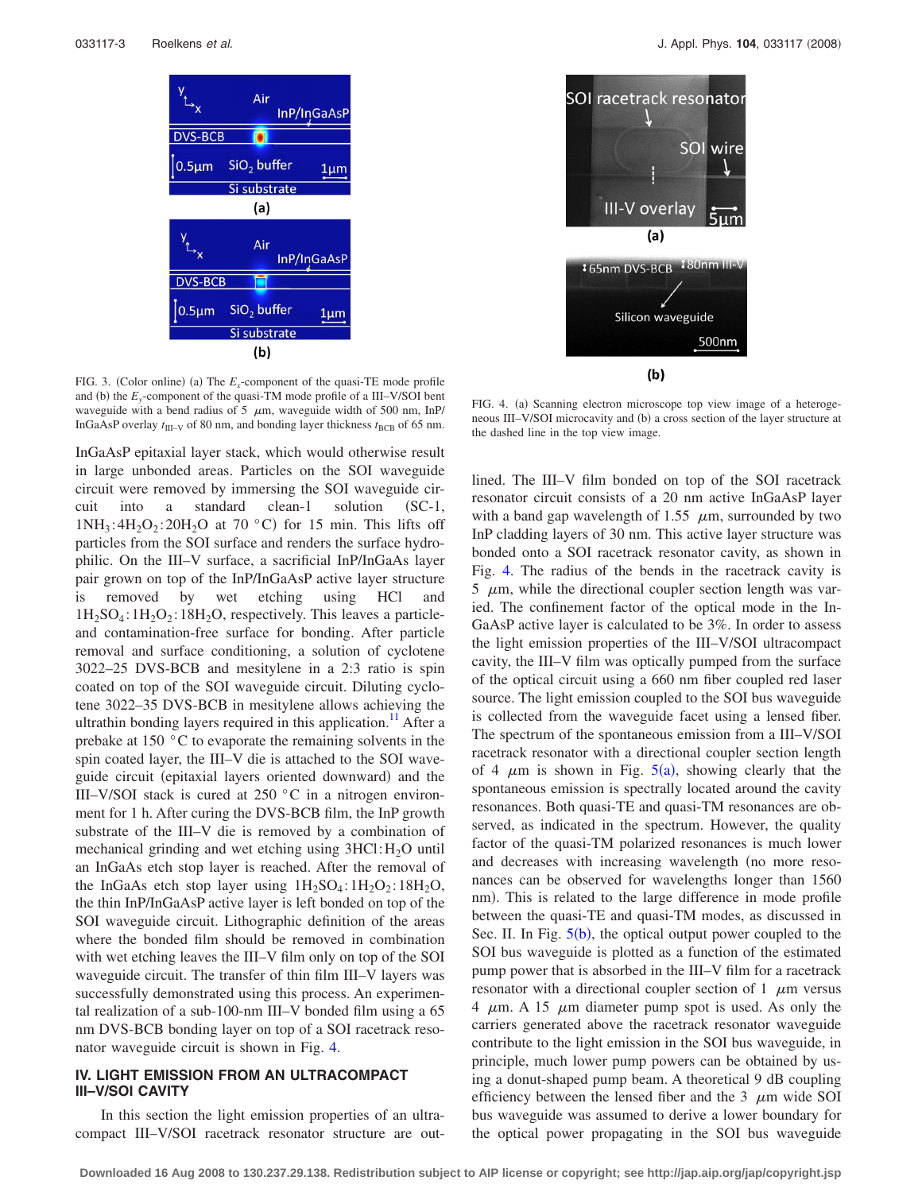FIG. 3. (Color online) (a) The $E_x$-component of the quasi-TE mode profile and (b) the $E_y$-component of the quasi-TM mode profile of a III–V/SOI bent waveguide with a bend radius of 5 $\mu$m, waveguide width of 500 nm, InP/InGaAsP overlay $t_{III-V}$ of 80 nm, and bonding layer thickness $t_{BCB}$ of 65 nm.

InGaAsP epitaxial layer stack, which would otherwise result in large unbonded areas. Particles on the SOI waveguide circuit were removed by immersing the SOI waveguide circuit into a standard clean-1 solution (SC-1, $1NH_3:4H_2O_2:20H_2O$ at 70 °C) for 15 min. This lifts off particles from the SOI surface and renders the surface hydrophilic. On the III–V surface, a sacrificial InP/InGaAs layer pair grown on top of the InP/InGaAsP active layer structure is removed by wet etching using HCl and $1H_2SO_4:1H_2O_2:18H_2O$, respectively. This leaves a particle- and contamination-free surface for bonding. After particle removal and surface conditioning, a solution of cyclotene 3022–25 DVS-BCB and mesitylene in a 2:3 ratio is spin coated on top of the SOI waveguide circuit. Diluting cyclotene 3022–35 DVS-BCB in mesitylene allows achieving the ultrathin bonding layers required in this application.[11] After a prebake at 150 °C to evaporate the remaining solvents in the spin coated layer, the III–V die is attached to the SOI waveguide circuit (epitaxial layers oriented downward) and the III–V/SOI stack is cured at 250 °C in a nitrogen environment for 1 h. After curing the DVS-BCB film, the InP growth substrate of the III–V die is removed by a combination of mechanical grinding and wet etching by $3HCl:H_2O$ until an InGaAs etch stop layer is reached. After the removal of the InGaAs etch stop layer using $1H_2SO_4:1H_2O_2:18H_2O$, the thin InP/InGaAsP active layer is left bonded on top of the SOI waveguide circuit. Lithographic definition of the areas where the bonded film should be removed in combination with wet etching leaves the III–V film only on top of the SOI waveguide circuit. The transfer of thin film III–V layers was successfully demonstrated using this process. An experimental realization of a sub-100-nm III–V bonded film using a 65 nm DVS-BCB bonding layer on top of a SOI racetrack resonator waveguide circuit is shown in Fig. 4.

## IV. LIGHT EMISSION FROM AN ULTRACOMPACT III–V/SOI CAVITY

In this section the light emission properties of an ultracompact III–V/SOI racetrack resonator structure are outlined. The III–V film bonded on top of the SOI racetrack resonator circuit consists of a 20 nm active InGaAsP layer with a band gap wavelength of 1.55 $\mu$m, surrounded by two InP cladding layers of 30 nm. This active layer structure was bonded onto a SOI racetrack resonator cavity, as shown in Fig. 4. The radius of the bends in the racetrack cavity is 5 $\mu$m, while the directional coupler section length was varied. The confinement factor of the optical mode in the InGaAsP active layer is calculated to be 3%. In order to assess the light emission properties of the III–V/SOI ultracompact cavity, the III–V film was optically pumped from the surface of the optical circuit using a 660 nm fiber coupled red laser source. The light emission coupled to the SOI bus waveguide is collected from the waveguide facet using a lensed fiber. The spectrum of the spontaneous emission from a III–V/SOI racetrack resonator with a directional coupler section length of 4 $\mu$m is shown in Fig. 5(a), showing clearly that the spontaneous emission is spectrally located around the cavity resonances. Both quasi-TE and quasi-TM resonances are observed, as indicated in the spectrum. However, the quality factor of the quasi-TM polarized resonances is much lower and decreases with increasing wavelength (no more resonances can be observed for wavelengths longer than 1560 nm). This is related to the large difference in mode profile between the quasi-TE and quasi-TM modes, as discussed in Sec. II. In Fig. 5(b), the optical output power coupled to the SOI bus waveguide is plotted as a function of the estimated pump power that is absorbed in the III–V film for a racetrack resonator with a directional coupler section of 1 $\mu$m versus 4 $\mu$m. A 15 $\mu$m diameter pump spot is used. As only the carriers generated above the racetrack resonator waveguide contribute to the light emission in the SOI bus waveguide, in principle, much lower pump powers can be obtained by using a donut-shaped pump beam. A theoretical 9 dB coupling efficiency between the lensed fiber and the 3 $\mu$m wide SOI bus waveguide was assumed to derive a lower boundary for the optical power propagating in the SOI bus waveguide

FIG. 4. (a) Scanning electron microscope top view image of a heterogeneous III–V/SOI microcavity and (b) a cross section of the layer structure at the dashed line in the top view image.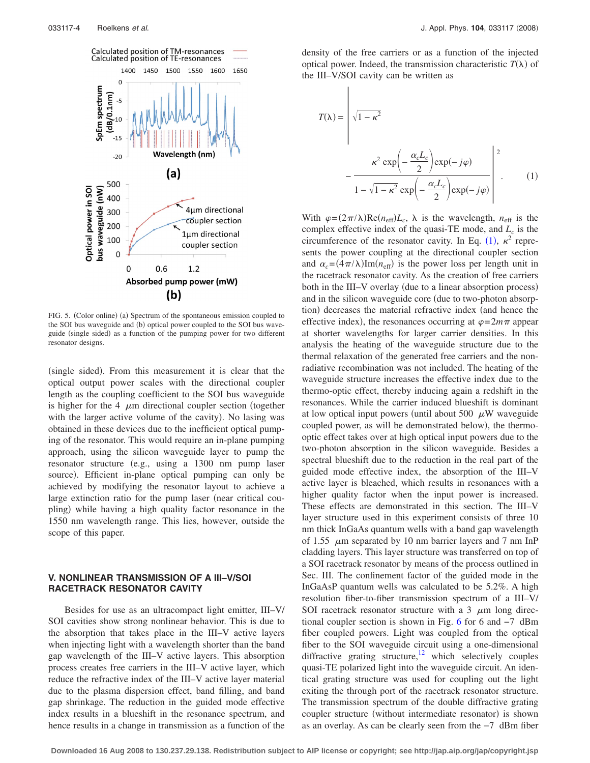FIG. 5. (Color online) (a) Spectrum of the spontaneous emission coupled to the SOI bus waveguide and (b) optical power coupled to the SOI bus waveguide (single sided) as a function of the pumping power for two different resonator designs.

(single sided). From this measurement it is clear that the optical output power scales with the directional coupler length as the coupling coefficient to the SOI bus waveguide is higher for the 4 $\mu$m directional coupler section (together with the larger active volume of the cavity). No lasing was obtained in these devices due to the inefficient optical pumping of the resonator. This would require an in-plane pumping approach, using the silicon waveguide layer to pump the resonator structure (e.g., using a 1300 nm pump laser source). Efficient in-plane optical pumping can only be achieved by modifying the resonator layout to achieve a large extinction ratio for the pump laser (near critical coupling) while having a high quality factor resonance in the 1550 nm wavelength range. This lies, however, outside the scope of this paper.

## V. NONLINEAR TRANSMISSION OF A III–V/SOI RACETRACK RESONATOR CAVITY

Besides for use as an ultracompact light emitter, III–V/SOI cavities show strong nonlinear behavior. This is due to the absorption that takes place in the III–V active layers when injecting light with a wavelength shorter than the band gap wavelength of the III–V active layers. This absorption process creates free carriers in the III–V active layer, which reduce the refractive index of the III–V active layer material due to the plasma dispersion effect, band filling, and band gap shrinkage. The reduction in the guided mode effective index results in a blueshift in the resonance spectrum, and hence results in a change in transmission as a function of the density of the free carriers or as a function of the injected optical power. Indeed, the transmission characteristic $T(\lambda)$ of the III–V/SOI cavity can be written as

$$T(\lambda) = \left| \sqrt{1-\kappa^2} - \frac{\kappa^2 \exp\left(-\frac{\alpha_c L_c}{2}\right)\exp(-j\varphi)}{1-\sqrt{1-\kappa^2}\exp\left(-\frac{\alpha_c L_c}{2}\right)\exp(-j\varphi)} \right|^2. \quad (1)$$

With $\varphi=(2\pi/\lambda)\mathrm{Re}(n_{\mathrm{eff}})L_c$, $\lambda$ is the wavelength, $n_{\mathrm{eff}}$ is the complex effective index of the quasi-TE mode, and $L_c$ is the circumference of the resonator cavity. In Eq. (1), $\kappa^2$ represents the power coupling at the directional coupler section and $\alpha_c=(4\pi/\lambda)\mathrm{Im}(n_{\mathrm{eff}})$ is the power loss per length unit in the racetrack resonator cavity. As the creation of free carriers both in the III–V overlay (due to a linear absorption process) and in the silicon waveguide core (due to two-photon absorption) decreases the material refractive index (and hence the effective index), the resonances occurring at $\varphi=2m\pi$ appear at shorter wavelengths for larger carrier densities. In this analysis the heating of the waveguide structure due to the thermal relaxation of the generated free carriers and the nonradiative recombination was not included. The heating of the waveguide structure increases the effective index due to the thermo-optic effect, thereby inducing again a redshift in the resonances. While the carrier induced blueshift is dominant at low optical input powers (until about 500 $\mu$W waveguide coupled power, as will be demonstrated below), the thermo-optic effect takes over at high optical input powers due to the two-photon absorption in the silicon waveguide. Besides a spectral blueshift due to the reduction in the real part of the guided mode effective index, the absorption of the III–V active layer is bleached, which results in resonances with a higher quality factor when the input power is increased. These effects are demonstrated in this section. The III–V layer structure used in this experiment consists of three 10 nm thick InGaAs quantum wells with a band gap wavelength of 1.55 $\mu$m separated by 10 nm barrier layers and 7 nm InP cladding layers. This layer structure was transferred on top of a SOI racetrack resonator by means of the process outlined in Sec. III. The confinement factor of the guided mode in the InGaAsP quantum wells was calculated to be 5.2%. A high resolution fiber-to-fiber transmission spectrum of a III–V/SOI racetrack resonator structure with a 3 $\mu$m long directional coupler section is shown in Fig. 6 for 6 and −7 dBm fiber coupled powers. Light was coupled from the optical fiber to the SOI waveguide circuit using a one-dimensional diffractive grating structure,[12] which selectively couples quasi-TE polarized light into the waveguide circuit. An identical grating structure was used for coupling out the light exiting the through port of the racetrack resonator structure. The transmission spectrum of the double diffractive grating coupler structure (without intermediate resonator) is shown as an overlay. As can be clearly seen from the −7 dBm fiber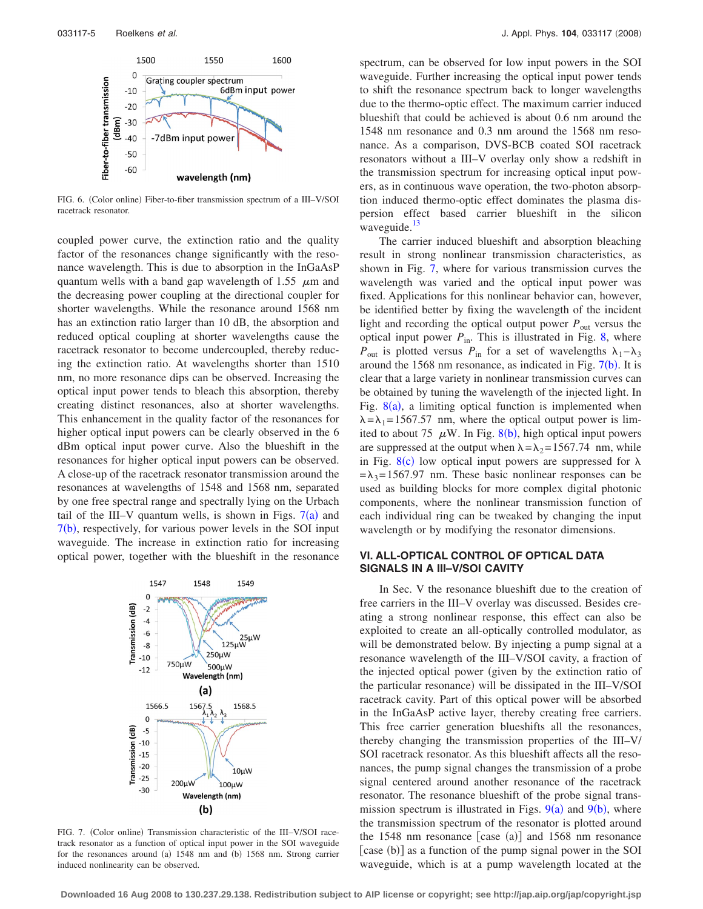FIG. 6. (Color online) Fiber-to-fiber transmission spectrum of a III–V/SOI racetrack resonator.

coupled power curve, the extinction ratio and the quality factor of the resonances change significantly with the resonance wavelength. This is due to absorption in the InGaAsP quantum wells with a band gap wavelength of 1.55 $\mu$m and the decreasing power coupling at the directional coupler for shorter wavelengths. While the resonance around 1568 nm has an extinction ratio larger than 10 dB, the absorption and reduced optical coupling at shorter wavelengths cause the racetrack resonator to become undercoupled, thereby reducing the extinction ratio. At wavelengths shorter than 1510 nm, no more resonance dips can be observed. Increasing the optical input power tends to bleach this absorption, thereby creating distinct resonances, also at shorter wavelengths. This enhancement in the quality factor of the resonances for higher optical input powers can be clearly observed in the 6 dBm optical input power curve. Also the blueshift in the resonances for higher optical input powers can be observed. A close-up of the racetrack resonator transmission around the resonances at wavelengths of 1548 and 1568 nm, separated by one free spectral range and spectrally lying on the Urbach tail of the III–V quantum wells, is shown in Figs. 7(a) and 7(b), respectively, for various power levels in the SOI input waveguide. The increase in extinction ratio for increasing optical power, together with the blueshift in the resonance spectrum, can be observed for low input powers in the SOI waveguide. Further increasing the optical input power tends to shift the resonance spectrum back to longer wavelengths due to the thermo-optic effect. The maximum carrier induced blueshift that could be achieved is about 0.6 nm around the 1548 nm resonance and 0.3 nm around the 1568 nm resonance. As a comparison, DVS-BCB coated SOI racetrack resonators without a III–V overlay only show a redshift in the transmission spectrum for increasing optical input powers, as in continuous wave operation, the two-photon absorption induced thermo-optic effect dominates the plasma dispersion effect based carrier blueshift in the silicon waveguide.[13]

FIG. 7. (Color online) Transmission characteristic of the III–V/SOI racetrack resonator as a function of optical input power in the SOI waveguide for the resonances around (a) 1548 nm and (b) 1568 nm. Strong carrier induced nonlinearity can be observed.

The carrier induced blueshift and absorption bleaching result in strong nonlinear transmission characteristics, as shown in Fig. 7, where for various transmission curves the wavelength was varied and the optical input power was fixed. Applications for this nonlinear behavior can, however, be identified better by fixing the wavelength of the incident light and recording the optical output power $P_{\text{out}}$ versus the optical input power $P_{\text{in}}$. This is illustrated in Fig. 8, where $P_{\text{out}}$ is plotted versus $P_{\text{in}}$ for a set of wavelengths $\lambda_1$–$\lambda_3$ around the 1568 nm resonance, as indicated in Fig. 7(b). It is clear that a large variety in nonlinear transmission curves can be obtained by tuning the wavelength of the injected light. In Fig. 8(a), a limiting optical function is implemented when $\lambda=\lambda_1=1567.57$ nm, where the optical output power is limited to about 75 $\mu$W. In Fig. 8(b), high optical input powers are suppressed at the output when $\lambda=\lambda_2=1567.74$ nm, while in Fig. 8(c) low optical input powers are suppressed for $\lambda=\lambda_3=1567.97$ nm. These basic nonlinear responses can be used as building blocks for more complex digital photonic components, where the nonlinear transmission function of each individual ring can be tweaked by changing the input wavelength or by modifying the resonator dimensions.

## VI. ALL-OPTICAL CONTROL OF OPTICAL DATA SIGNALS IN A III–V/SOI CAVITY

In Sec. V the resonance blueshift due to the creation of free carriers in the III–V overlay was discussed. Besides creating a strong nonlinear response, this effect can also be exploited to create an all-optically controlled modulator, as will be demonstrated below. By injecting a pump signal at a resonance wavelength of the III–V/SOI cavity, a fraction of the injected optical power (given by the extinction ratio of the particular resonance) will be dissipated in the III–V/SOI racetrack cavity. Part of this optical power will be absorbed in the InGaAsP active layer, thereby creating free carriers. This free carrier generation blueshifts all the resonances, thereby changing the transmission properties of the III–V/SOI racetrack resonator. As this blueshift affects all the resonances, the pump signal changes the transmission of a probe signal centered around another resonance of the racetrack resonator. The resonance blueshift of the probe signal transmission spectrum is illustrated in Figs. 9(a) and 9(b), where the transmission spectrum of the resonator is plotted around the 1548 nm resonance [case (a)] and 1568 nm resonance [case (b)] as a function of the pump signal power in the SOI waveguide, which is at a pump wavelength located at the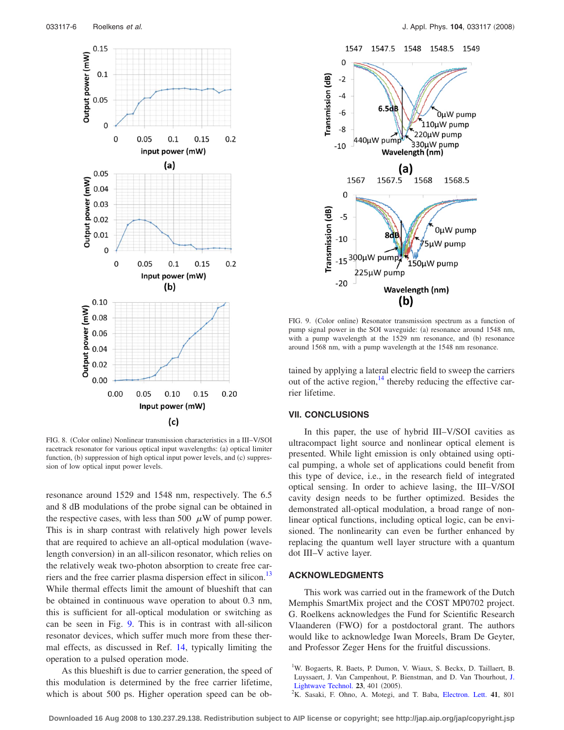FIG. 8. (Color online) Nonlinear transmission characteristics in a III–V/SOI racetrack resonator for various optical input wavelengths: (a) optical limiter function, (b) suppression of high optical input power levels, and (c) suppression of low optical input power levels.

FIG. 9. (Color online) Resonator transmission spectrum as a function of pump signal power in the SOI waveguide: (a) resonance around 1548 nm, with a pump wavelength at the 1529 nm resonance, and (b) resonance around 1568 nm, with a pump wavelength at the 1548 nm resonance.

resonance around 1529 and 1548 nm, respectively. The 6.5 and 8 dB modulations of the probe signal can be obtained in the respective cases, with less than 500 $\mu$W of pump power. This is in sharp contrast with relatively high power levels that are required to achieve an all-optical modulation (wavelength conversion) in an all-silicon resonator, which relies on the relatively weak two-photon absorption to create free carriers and the free carrier plasma dispersion effect in silicon.[13] While thermal effects limit the amount of blueshift that can be obtained in continuous wave operation to about 0.3 nm, this is sufficient for all-optical modulation or switching as can be seen in Fig. 9. This is in contrast with all-silicon resonator devices, which suffer much more from these thermal effects, as discussed in Ref. 14, typically limiting the operation to a pulsed operation mode.

As this blueshift is due to carrier generation, the speed of this modulation is determined by the free carrier lifetime, which is about 500 ps. Higher operation speed can be obtained by applying a lateral electric field to sweep the carriers out of the active region,[14] thereby reducing the effective carrier lifetime.

## VII. CONCLUSIONS

In this paper, the use of hybrid III–V/SOI cavities as ultracompact light source and nonlinear optical element is presented. While light emission is only obtained using optical pumping, a whole set of applications could benefit from this type of device, i.e., in the research field of integrated optical sensing. In order to achieve lasing, the III–V/SOI cavity design needs to be further optimized. Besides the demonstrated all-optical modulation, a broad range of nonlinear optical functions, including optical logic, can be envisioned. The nonlinearity can even be further enhanced by replacing the quantum well layer structure with a quantum dot III–V active layer.

## ACKNOWLEDGMENTS

This work was carried out in the framework of the Dutch Memphis SmartMix project and the COST MP0702 project. G. Roelkens acknowledges the Fund for Scientific Research Vlaanderen (FWO) for a postdoctoral grant. The authors would like to acknowledge Iwan Moreels, Bram De Geyter, and Professor Zeger Hens for the fruitful discussions.

[1]W. Bogaerts, R. Baets, P. Dumon, V. Wiaux, S. Beckx, D. Taillaert, B. Luyssaert, J. Van Campenhout, P. Bienstman, and D. Van Thourhout, J. Lightwave Technol. **23**, 401 (2005).

[2]K. Sasaki, F. Ohno, A. Motegi, and T. Baba, Electron. Lett. **41**, 801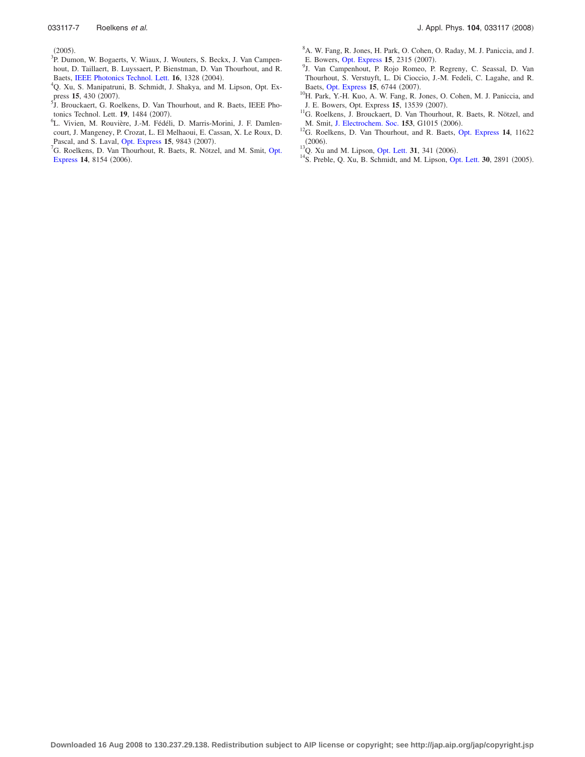(2005).

[3] P. Dumon, W. Bogaerts, V. Wiaux, J. Wouters, S. Beckx, J. Van Campenhout, D. Taillaert, B. Luyssaert, P. Bienstman, D. Van Thourhout, and R. Baets, IEEE Photonics Technol. Lett. **16**, 1328 (2004).

[4] Q. Xu, S. Manipatruni, B. Schmidt, J. Shakya, and M. Lipson, Opt. Express **15**, 430 (2007).

[5] J. Brouckaert, G. Roelkens, D. Van Thourhout, and R. Baets, IEEE Photonics Technol. Lett. **19**, 1484 (2007).

[6] L. Vivien, M. Rouvière, J.-M. Fédéli, D. Marris-Morini, J. F. Damlencourt, J. Mangeney, P. Crozat, L. El Melhaoui, E. Cassan, X. Le Roux, D. Pascal, and S. Laval, Opt. Express **15**, 9843 (2007).

[7] G. Roelkens, D. Van Thourhout, R. Baets, R. Nötzel, and M. Smit, Opt. Express **14**, 8154 (2006).

[8] A. W. Fang, R. Jones, H. Park, O. Cohen, O. Raday, M. J. Paniccia, and J. E. Bowers, Opt. Express **15**, 2315 (2007).

[9] J. Van Campenhout, P. Rojo Romeo, P. Regreny, C. Seassal, D. Van Thourhout, S. Verstuyft, L. Di Cioccio, J.-M. Fedeli, C. Lagahe, and R. Baets, Opt. Express **15**, 6744 (2007).

[10] H. Park, Y.-H. Kuo, A. W. Fang, R. Jones, O. Cohen, M. J. Paniccia, and J. E. Bowers, Opt. Express **15**, 13539 (2007).

[11] G. Roelkens, J. Brouckaert, D. Van Thourhout, R. Baets, R. Nötzel, and M. Smit, J. Electrochem. Soc. **153**, G1015 (2006).

[12] G. Roelkens, D. Van Thourhout, and R. Baets, Opt. Express **14**, 11622 (2006).

[13] Q. Xu and M. Lipson, Opt. Lett. **31**, 341 (2006).

[14] S. Preble, Q. Xu, B. Schmidt, and M. Lipson, Opt. Lett. **30**, 2891 (2005).